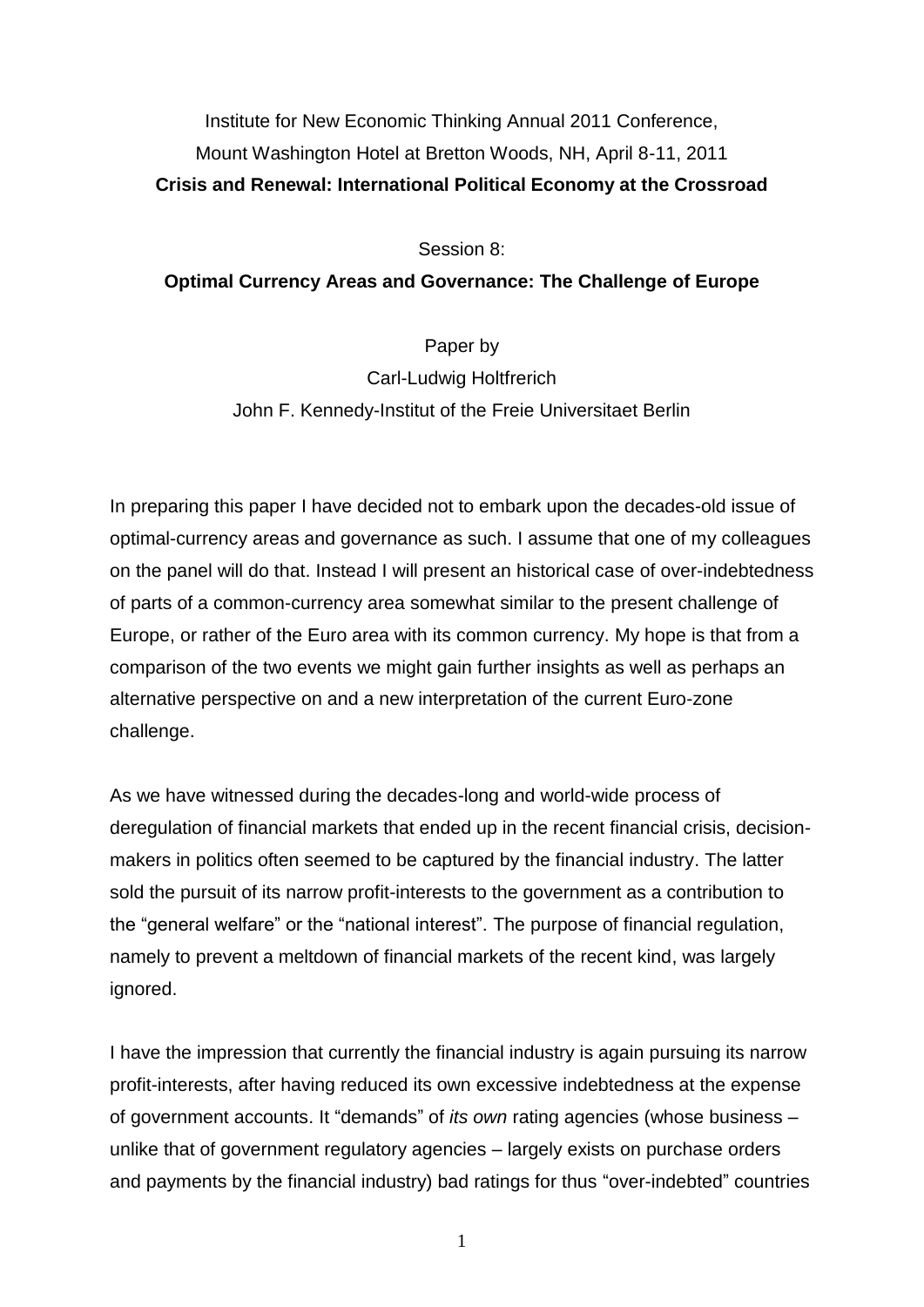Institute for New Economic Thinking Annual 2011 Conference,
Mount Washington Hotel at Bretton Woods, NH, April 8-11, 2011

**Crisis and Renewal: International Political Economy at the Crossroad**

Session 8:

**Optimal Currency Areas and Governance: The Challenge of Europe**

Paper by

Carl-Ludwig Holtfrerich

John F. Kennedy-Institut of the Freie Universitaet Berlin

In preparing this paper I have decided not to embark upon the decades-old issue of optimal-currency areas and governance as such. I assume that one of my colleagues on the panel will do that. Instead I will present an historical case of over-indebtedness of parts of a common-currency area somewhat similar to the present challenge of Europe, or rather of the Euro area with its common currency. My hope is that from a comparison of the two events we might gain further insights as well as perhaps an alternative perspective on and a new interpretation of the current Euro-zone challenge.

As we have witnessed during the decades-long and world-wide process of deregulation of financial markets that ended up in the recent financial crisis, decision-makers in politics often seemed to be captured by the financial industry. The latter sold the pursuit of its narrow profit-interests to the government as a contribution to the "general welfare" or the "national interest". The purpose of financial regulation, namely to prevent a meltdown of financial markets of the recent kind, was largely ignored.

I have the impression that currently the financial industry is again pursuing its narrow profit-interests, after having reduced its own excessive indebtedness at the expense of government accounts. It "demands" of *its own* rating agencies (whose business – unlike that of government regulatory agencies – largely exists on purchase orders and payments by the financial industry) bad ratings for thus "over-indebted" countries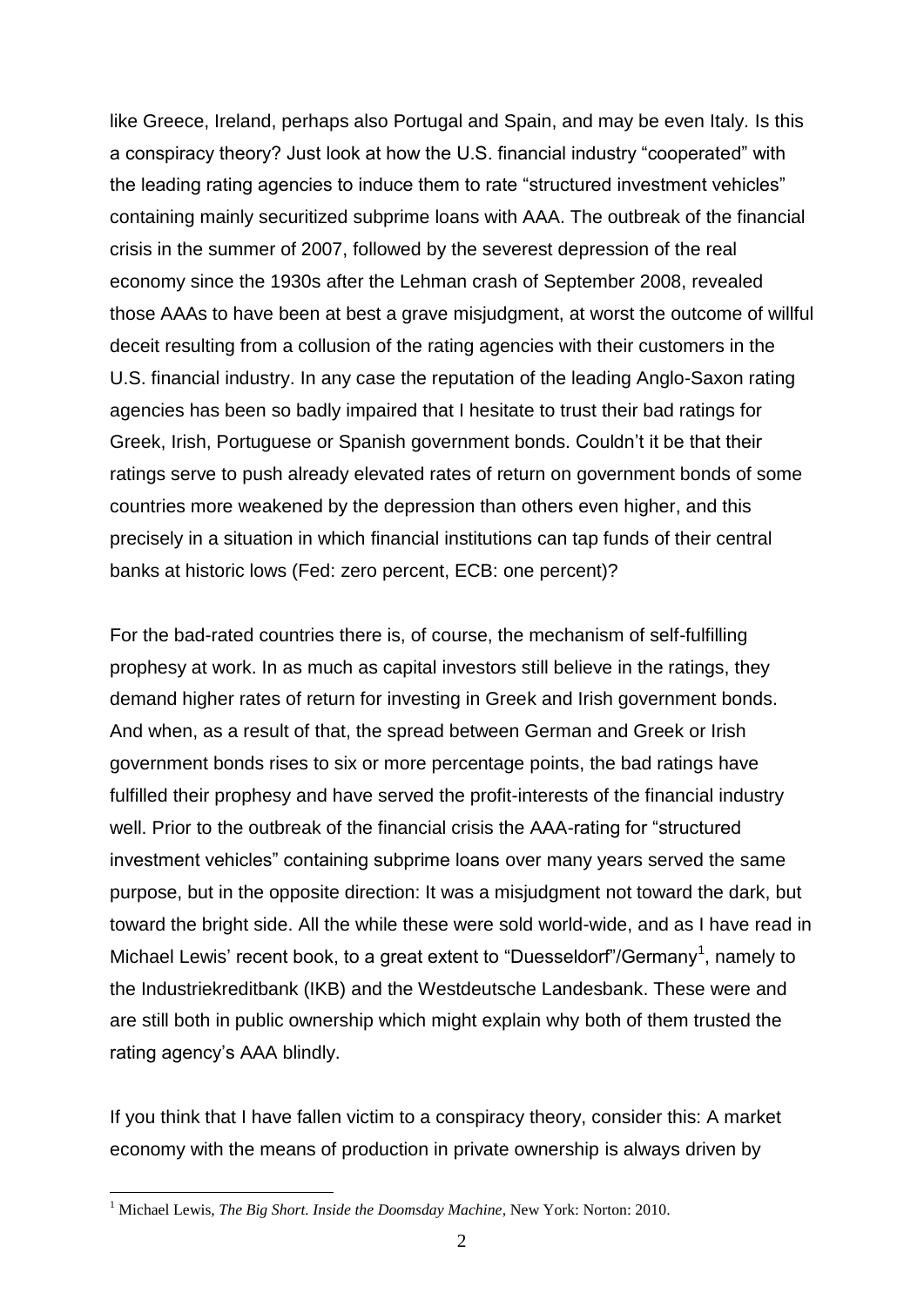like Greece, Ireland, perhaps also Portugal and Spain, and may be even Italy. Is this a conspiracy theory? Just look at how the U.S. financial industry "cooperated" with the leading rating agencies to induce them to rate "structured investment vehicles" containing mainly securitized subprime loans with AAA. The outbreak of the financial crisis in the summer of 2007, followed by the severest depression of the real economy since the 1930s after the Lehman crash of September 2008, revealed those AAAs to have been at best a grave misjudgment, at worst the outcome of willful deceit resulting from a collusion of the rating agencies with their customers in the U.S. financial industry. In any case the reputation of the leading Anglo-Saxon rating agencies has been so badly impaired that I hesitate to trust their bad ratings for Greek, Irish, Portuguese or Spanish government bonds. Couldn't it be that their ratings serve to push already elevated rates of return on government bonds of some countries more weakened by the depression than others even higher, and this precisely in a situation in which financial institutions can tap funds of their central banks at historic lows (Fed: zero percent, ECB: one percent)?

For the bad-rated countries there is, of course, the mechanism of self-fulfilling prophesy at work. In as much as capital investors still believe in the ratings, they demand higher rates of return for investing in Greek and Irish government bonds. And when, as a result of that, the spread between German and Greek or Irish government bonds rises to six or more percentage points, the bad ratings have fulfilled their prophesy and have served the profit-interests of the financial industry well. Prior to the outbreak of the financial crisis the AAA-rating for "structured investment vehicles" containing subprime loans over many years served the same purpose, but in the opposite direction: It was a misjudgment not toward the dark, but toward the bright side. All the while these were sold world-wide, and as I have read in Michael Lewis' recent book, to a great extent to "Duesseldorf"/Germany[1], namely to the Industriekreditbank (IKB) and the Westdeutsche Landesbank. These were and are still both in public ownership which might explain why both of them trusted the rating agency's AAA blindly.

If you think that I have fallen victim to a conspiracy theory, consider this: A market economy with the means of production in private ownership is always driven by

[1] Michael Lewis, *The Big Short. Inside the Doomsday Machine*, New York: Norton: 2010.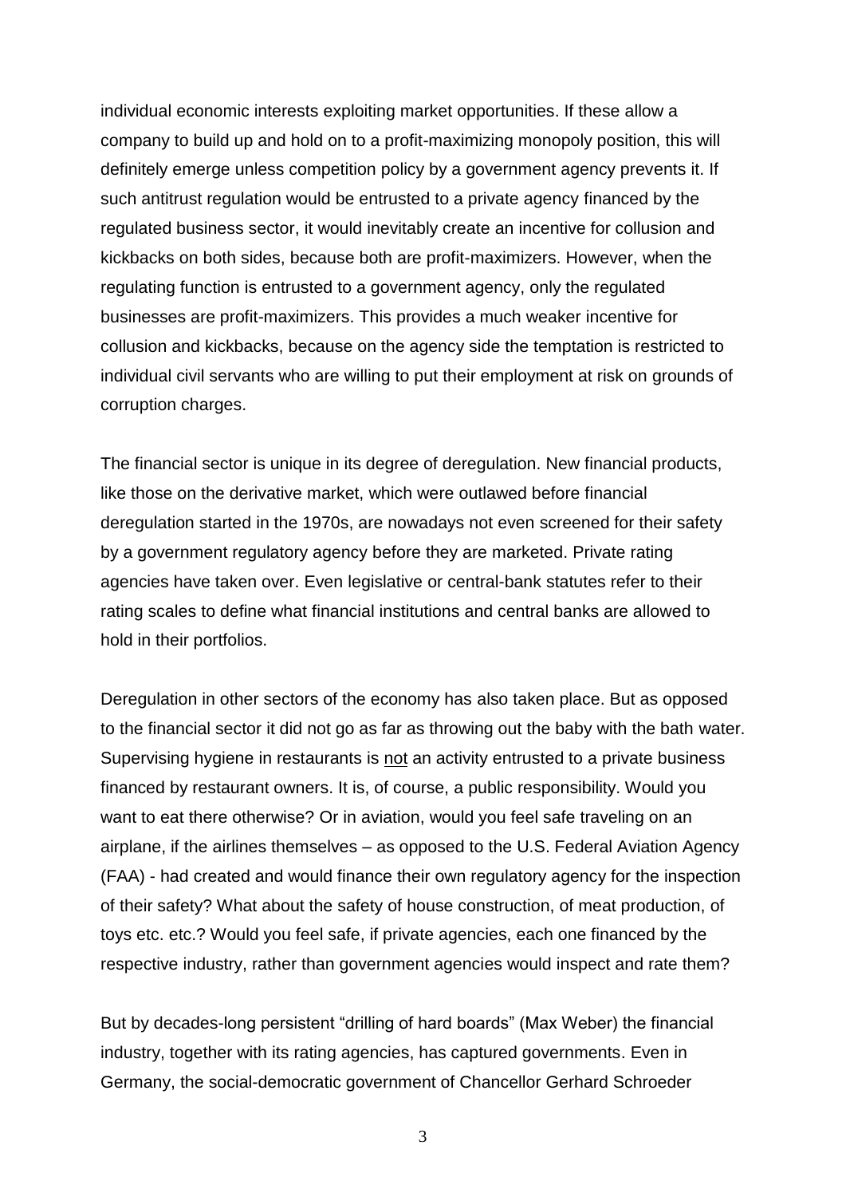individual economic interests exploiting market opportunities. If these allow a company to build up and hold on to a profit-maximizing monopoly position, this will definitely emerge unless competition policy by a government agency prevents it. If such antitrust regulation would be entrusted to a private agency financed by the regulated business sector, it would inevitably create an incentive for collusion and kickbacks on both sides, because both are profit-maximizers. However, when the regulating function is entrusted to a government agency, only the regulated businesses are profit-maximizers. This provides a much weaker incentive for collusion and kickbacks, because on the agency side the temptation is restricted to individual civil servants who are willing to put their employment at risk on grounds of corruption charges.

The financial sector is unique in its degree of deregulation. New financial products, like those on the derivative market, which were outlawed before financial deregulation started in the 1970s, are nowadays not even screened for their safety by a government regulatory agency before they are marketed. Private rating agencies have taken over. Even legislative or central-bank statutes refer to their rating scales to define what financial institutions and central banks are allowed to hold in their portfolios.

Deregulation in other sectors of the economy has also taken place. But as opposed to the financial sector it did not go as far as throwing out the baby with the bath water. Supervising hygiene in restaurants is <u>not</u> an activity entrusted to a private business financed by restaurant owners. It is, of course, a public responsibility. Would you want to eat there otherwise? Or in aviation, would you feel safe traveling on an airplane, if the airlines themselves – as opposed to the U.S. Federal Aviation Agency (FAA) - had created and would finance their own regulatory agency for the inspection of their safety? What about the safety of house construction, of meat production, of toys etc. etc.? Would you feel safe, if private agencies, each one financed by the respective industry, rather than government agencies would inspect and rate them?

But by decades-long persistent "drilling of hard boards" (Max Weber) the financial industry, together with its rating agencies, has captured governments. Even in Germany, the social-democratic government of Chancellor Gerhard Schroeder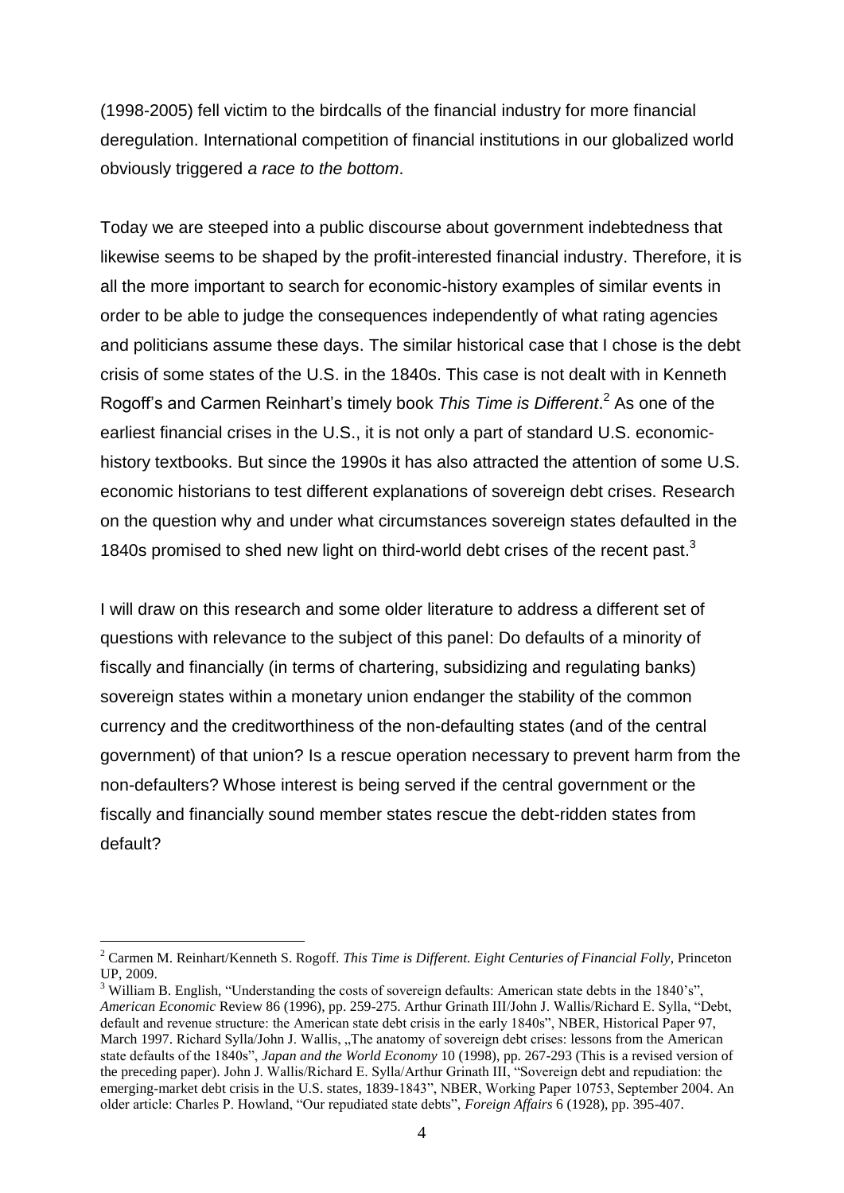(1998-2005) fell victim to the birdcalls of the financial industry for more financial deregulation. International competition of financial institutions in our globalized world obviously triggered *a race to the bottom*.

Today we are steeped into a public discourse about government indebtedness that likewise seems to be shaped by the profit-interested financial industry. Therefore, it is all the more important to search for economic-history examples of similar events in order to be able to judge the consequences independently of what rating agencies and politicians assume these days. The similar historical case that I chose is the debt crisis of some states of the U.S. in the 1840s. This case is not dealt with in Kenneth Rogoff's and Carmen Reinhart's timely book *This Time is Different*.[2] As one of the earliest financial crises in the U.S., it is not only a part of standard U.S. economic-history textbooks. But since the 1990s it has also attracted the attention of some U.S. economic historians to test different explanations of sovereign debt crises. Research on the question why and under what circumstances sovereign states defaulted in the 1840s promised to shed new light on third-world debt crises of the recent past.[3]

I will draw on this research and some older literature to address a different set of questions with relevance to the subject of this panel: Do defaults of a minority of fiscally and financially (in terms of chartering, subsidizing and regulating banks) sovereign states within a monetary union endanger the stability of the common currency and the creditworthiness of the non-defaulting states (and of the central government) of that union? Is a rescue operation necessary to prevent harm from the non-defaulters? Whose interest is being served if the central government or the fiscally and financially sound member states rescue the debt-ridden states from default?

---

[2] Carmen M. Reinhart/Kenneth S. Rogoff. *This Time is Different. Eight Centuries of Financial Folly*, Princeton UP, 2009.

[3] William B. English, "Understanding the costs of sovereign defaults: American state debts in the 1840's", *American Economic* Review 86 (1996), pp. 259-275. Arthur Grinath III/John J. Wallis/Richard E. Sylla, "Debt, default and revenue structure: the American state debt crisis in the early 1840s", NBER, Historical Paper 97, March 1997. Richard Sylla/John J. Wallis, „The anatomy of sovereign debt crises: lessons from the American state defaults of the 1840s", *Japan and the World Economy* 10 (1998), pp. 267-293 (This is a revised version of the preceding paper). John J. Wallis/Richard E. Sylla/Arthur Grinath III, "Sovereign debt and repudiation: the emerging-market debt crisis in the U.S. states, 1839-1843", NBER, Working Paper 10753, September 2004. An older article: Charles P. Howland, "Our repudiated state debts", *Foreign Affairs* 6 (1928), pp. 395-407.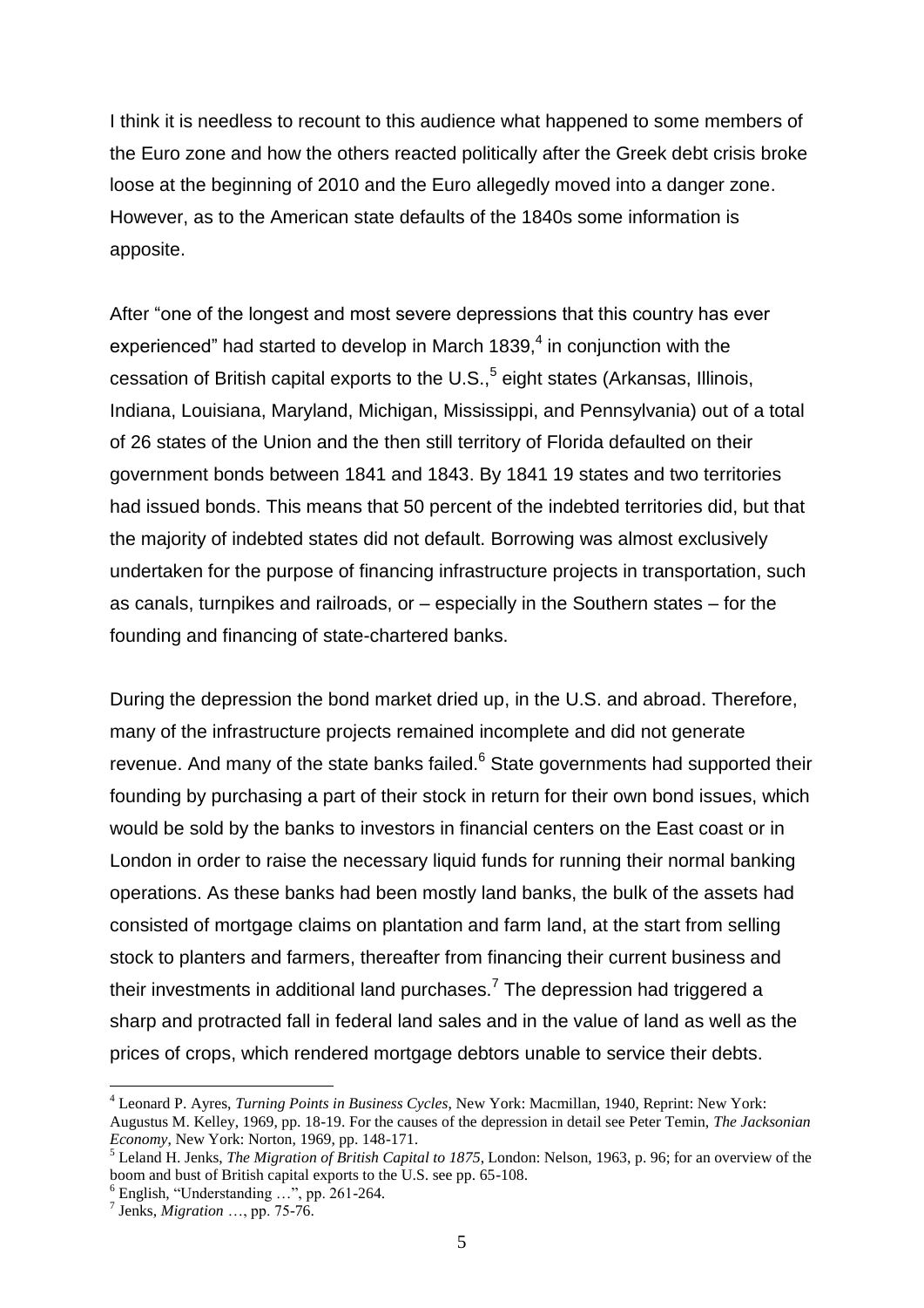I think it is needless to recount to this audience what happened to some members of the Euro zone and how the others reacted politically after the Greek debt crisis broke loose at the beginning of 2010 and the Euro allegedly moved into a danger zone. However, as to the American state defaults of the 1840s some information is apposite.

After "one of the longest and most severe depressions that this country has ever experienced" had started to develop in March 1839,[4] in conjunction with the cessation of British capital exports to the U.S.,[5] eight states (Arkansas, Illinois, Indiana, Louisiana, Maryland, Michigan, Mississippi, and Pennsylvania) out of a total of 26 states of the Union and the then still territory of Florida defaulted on their government bonds between 1841 and 1843. By 1841 19 states and two territories had issued bonds. This means that 50 percent of the indebted territories did, but that the majority of indebted states did not default. Borrowing was almost exclusively undertaken for the purpose of financing infrastructure projects in transportation, such as canals, turnpikes and railroads, or – especially in the Southern states – for the founding and financing of state-chartered banks.

During the depression the bond market dried up, in the U.S. and abroad. Therefore, many of the infrastructure projects remained incomplete and did not generate revenue. And many of the state banks failed.[6] State governments had supported their founding by purchasing a part of their stock in return for their own bond issues, which would be sold by the banks to investors in financial centers on the East coast or in London in order to raise the necessary liquid funds for running their normal banking operations. As these banks had been mostly land banks, the bulk of the assets had consisted of mortgage claims on plantation and farm land, at the start from selling stock to planters and farmers, thereafter from financing their current business and their investments in additional land purchases.[7] The depression had triggered a sharp and protracted fall in federal land sales and in the value of land as well as the prices of crops, which rendered mortgage debtors unable to service their debts.

---

[4] Leonard P. Ayres, *Turning Points in Business Cycles*, New York: Macmillan, 1940, Reprint: New York: Augustus M. Kelley, 1969, pp. 18-19. For the causes of the depression in detail see Peter Temin, *The Jacksonian Economy*, New York: Norton, 1969, pp. 148-171.

[5] Leland H. Jenks, *The Migration of British Capital to 1875*, London: Nelson, 1963, p. 96; for an overview of the boom and bust of British capital exports to the U.S. see pp. 65-108.

[6] English, "Understanding …", pp. 261-264.

[7] Jenks, *Migration* …, pp. 75-76.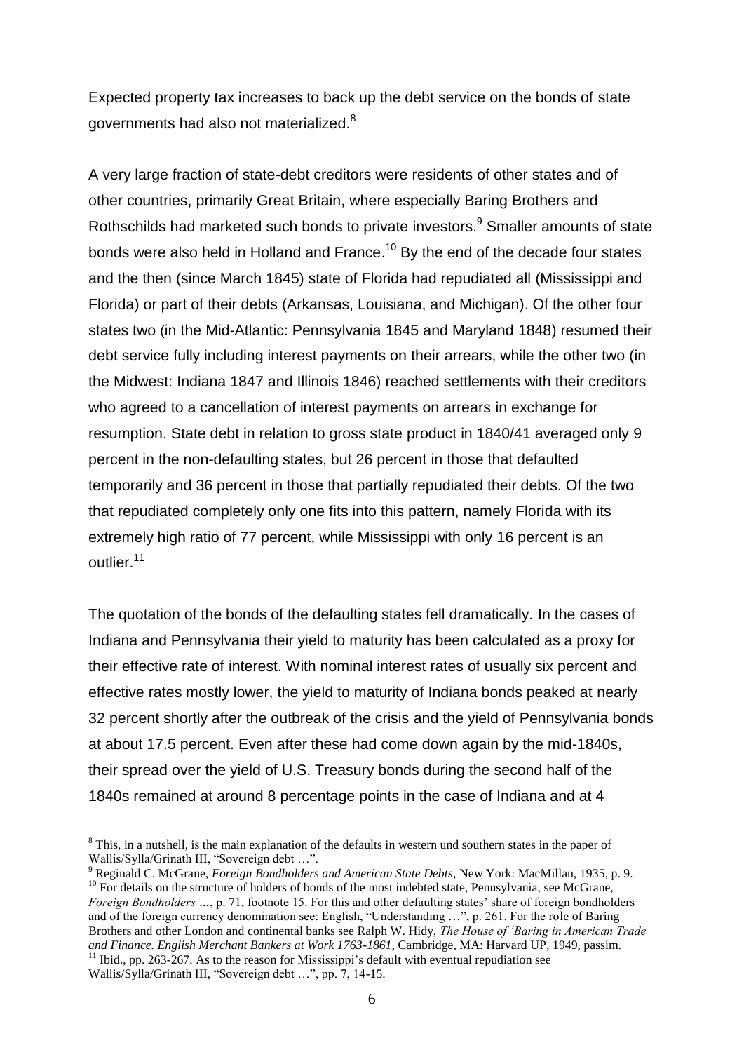Expected property tax increases to back up the debt service on the bonds of state governments had also not materialized.[8]

A very large fraction of state-debt creditors were residents of other states and of other countries, primarily Great Britain, where especially Baring Brothers and Rothschilds had marketed such bonds to private investors.[9] Smaller amounts of state bonds were also held in Holland and France.[10] By the end of the decade four states and the then (since March 1845) state of Florida had repudiated all (Mississippi and Florida) or part of their debts (Arkansas, Louisiana, and Michigan). Of the other four states two (in the Mid-Atlantic: Pennsylvania 1845 and Maryland 1848) resumed their debt service fully including interest payments on their arrears, while the other two (in the Midwest: Indiana 1847 and Illinois 1846) reached settlements with their creditors who agreed to a cancellation of interest payments on arrears in exchange for resumption. State debt in relation to gross state product in 1840/41 averaged only 9 percent in the non-defaulting states, but 26 percent in those that defaulted temporarily and 36 percent in those that partially repudiated their debts. Of the two that repudiated completely only one fits into this pattern, namely Florida with its extremely high ratio of 77 percent, while Mississippi with only 16 percent is an outlier.[11]

The quotation of the bonds of the defaulting states fell dramatically. In the cases of Indiana and Pennsylvania their yield to maturity has been calculated as a proxy for their effective rate of interest. With nominal interest rates of usually six percent and effective rates mostly lower, the yield to maturity of Indiana bonds peaked at nearly 32 percent shortly after the outbreak of the crisis and the yield of Pennsylvania bonds at about 17.5 percent. Even after these had come down again by the mid-1840s, their spread over the yield of U.S. Treasury bonds during the second half of the 1840s remained at around 8 percentage points in the case of Indiana and at 4

---

[8] This, in a nutshell, is the main explanation of the defaults in western und southern states in the paper of Wallis/Sylla/Grinath III, "Sovereign debt …".

[9] Reginald C. McGrane, *Foreign Bondholders and American State Debts*, New York: MacMillan, 1935, p. 9.

[10] For details on the structure of holders of bonds of the most indebted state, Pennsylvania, see McGrane, *Foreign Bondholders …*, p. 71, footnote 15. For this and other defaulting states' share of foreign bondholders and of the foreign currency denomination see: English, "Understanding …", p. 261. For the role of Baring Brothers and other London and continental banks see Ralph W. Hidy, *The House of 'Baring in American Trade and Finance. English Merchant Bankers at Work 1763-1861*, Cambridge, MA: Harvard UP, 1949, passim.

[11] Ibid., pp. 263-267. As to the reason for Mississippi's default with eventual repudiation see Wallis/Sylla/Grinath III, "Sovereign debt …", pp. 7, 14-15.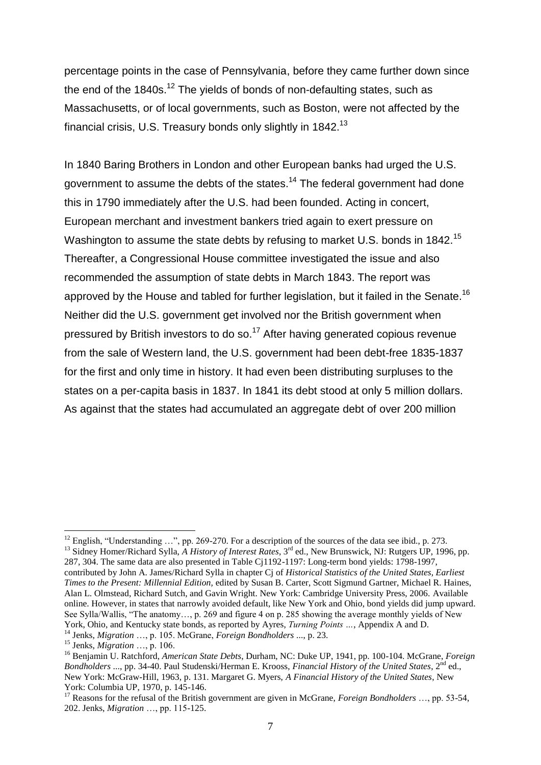percentage points in the case of Pennsylvania, before they came further down since the end of the 1840s.[12] The yields of bonds of non-defaulting states, such as Massachusetts, or of local governments, such as Boston, were not affected by the financial crisis, U.S. Treasury bonds only slightly in 1842.[13]

In 1840 Baring Brothers in London and other European banks had urged the U.S. government to assume the debts of the states.[14] The federal government had done this in 1790 immediately after the U.S. had been founded. Acting in concert, European merchant and investment bankers tried again to exert pressure on Washington to assume the state debts by refusing to market U.S. bonds in 1842.[15] Thereafter, a Congressional House committee investigated the issue and also recommended the assumption of state debts in March 1843. The report was approved by the House and tabled for further legislation, but it failed in the Senate.[16] Neither did the U.S. government get involved nor the British government when pressured by British investors to do so.[17] After having generated copious revenue from the sale of Western land, the U.S. government had been debt-free 1835-1837 for the first and only time in history. It had even been distributing surpluses to the states on a per-capita basis in 1837. In 1841 its debt stood at only 5 million dollars. As against that the states had accumulated an aggregate debt of over 200 million

---

[12] English, "Understanding …", pp. 269-270. For a description of the sources of the data see ibid., p. 273.

[13] Sidney Homer/Richard Sylla, *A History of Interest Rates*, 3rd ed., New Brunswick, NJ: Rutgers UP, 1996, pp. 287, 304. The same data are also presented in Table Cj1192-1197: Long-term bond yields: 1798-1997, contributed by John A. James/Richard Sylla in chapter Cj of *Historical Statistics of the United States, Earliest Times to the Present: Millennial Edition*, edited by Susan B. Carter, Scott Sigmund Gartner, Michael R. Haines, Alan L. Olmstead, Richard Sutch, and Gavin Wright. New York: Cambridge University Press, 2006. Available online. However, in states that narrowly avoided default, like New York and Ohio, bond yields did jump upward. See Sylla/Wallis, "The anatomy…, p. 269 and figure 4 on p. 285 showing the average monthly yields of New York, Ohio, and Kentucky state bonds, as reported by Ayres, *Turning Points …*, Appendix A and D.

[14] Jenks, *Migration* …, p. 105. McGrane, *Foreign Bondholders* ..., p. 23.

[15] Jenks, *Migration* …, p. 106.

[16] Benjamin U. Ratchford, *American State Debts*, Durham, NC: Duke UP, 1941, pp. 100-104. McGrane, *Foreign Bondholders* ..., pp. 34-40. Paul Studenski/Herman E. Krooss, *Financial History of the United States*, 2nd ed., New York: McGraw-Hill, 1963, p. 131. Margaret G. Myers, *A Financial History of the United States*, New York: Columbia UP, 1970, p. 145-146.

[17] Reasons for the refusal of the British government are given in McGrane, *Foreign Bondholders* …, pp. 53-54, 202. Jenks, *Migration* …, pp. 115-125.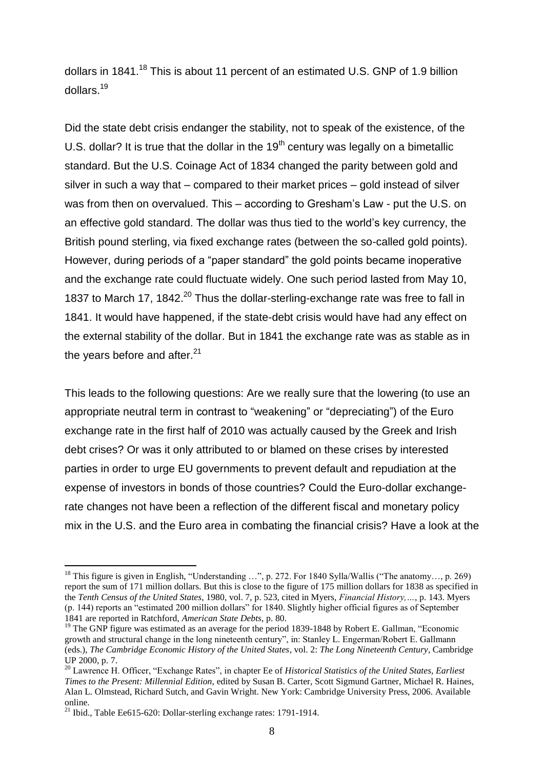dollars in 1841.[18] This is about 11 percent of an estimated U.S. GNP of 1.9 billion dollars.[19]

Did the state debt crisis endanger the stability, not to speak of the existence, of the U.S. dollar? It is true that the dollar in the 19th century was legally on a bimetallic standard. But the U.S. Coinage Act of 1834 changed the parity between gold and silver in such a way that – compared to their market prices – gold instead of silver was from then on overvalued. This – according to Gresham's Law - put the U.S. on an effective gold standard. The dollar was thus tied to the world's key currency, the British pound sterling, via fixed exchange rates (between the so-called gold points). However, during periods of a "paper standard" the gold points became inoperative and the exchange rate could fluctuate widely. One such period lasted from May 10, 1837 to March 17, 1842.[20] Thus the dollar-sterling-exchange rate was free to fall in 1841. It would have happened, if the state-debt crisis would have had any effect on the external stability of the dollar. But in 1841 the exchange rate was as stable as in the years before and after.[21]

This leads to the following questions: Are we really sure that the lowering (to use an appropriate neutral term in contrast to "weakening" or "depreciating") of the Euro exchange rate in the first half of 2010 was actually caused by the Greek and Irish debt crises? Or was it only attributed to or blamed on these crises by interested parties in order to urge EU governments to prevent default and repudiation at the expense of investors in bonds of those countries? Could the Euro-dollar exchange-rate changes not have been a reflection of the different fiscal and monetary policy mix in the U.S. and the Euro area in combating the financial crisis? Have a look at the

---

[18] This figure is given in English, "Understanding …", p. 272. For 1840 Sylla/Wallis ("The anatomy…, p. 269) report the sum of 171 million dollars. But this is close to the figure of 175 million dollars for 1838 as specified in the *Tenth Census of the United States*, 1980, vol. 7, p. 523, cited in Myers, *Financial History,…*, p. 143. Myers (p. 144) reports an "estimated 200 million dollars" for 1840. Slightly higher official figures as of September 1841 are reported in Ratchford, *American State Debts*, p. 80.

[19] The GNP figure was estimated as an average for the period 1839-1848 by Robert E. Gallman, "Economic growth and structural change in the long nineteenth century", in: Stanley L. Engerman/Robert E. Gallmann (eds.), *The Cambridge Economic History of the United States*, vol. 2: *The Long Nineteenth Century*, Cambridge UP 2000, p. 7.

[20] Lawrence H. Officer, "Exchange Rates", in chapter Ee of *Historical Statistics of the United States, Earliest Times to the Present: Millennial Edition,* edited by Susan B. Carter, Scott Sigmund Gartner, Michael R. Haines, Alan L. Olmstead, Richard Sutch, and Gavin Wright. New York: Cambridge University Press, 2006. Available online.

[21] Ibid., Table Ee615-620: Dollar-sterling exchange rates: 1791-1914.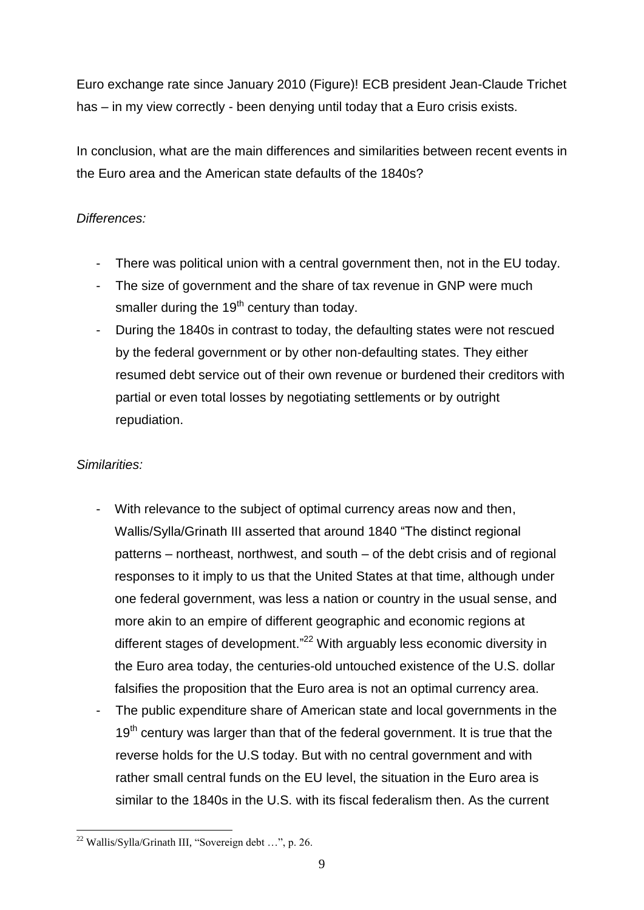Euro exchange rate since January 2010 (Figure)! ECB president Jean-Claude Trichet has – in my view correctly - been denying until today that a Euro crisis exists.

In conclusion, what are the main differences and similarities between recent events in the Euro area and the American state defaults of the 1840s?

*Differences:*

- There was political union with a central government then, not in the EU today.
- The size of government and the share of tax revenue in GNP were much smaller during the 19th century than today.
- During the 1840s in contrast to today, the defaulting states were not rescued by the federal government or by other non-defaulting states. They either resumed debt service out of their own revenue or burdened their creditors with partial or even total losses by negotiating settlements or by outright repudiation.

*Similarities:*

- With relevance to the subject of optimal currency areas now and then, Wallis/Sylla/Grinath III asserted that around 1840 "The distinct regional patterns – northeast, northwest, and south – of the debt crisis and of regional responses to it imply to us that the United States at that time, although under one federal government, was less a nation or country in the usual sense, and more akin to an empire of different geographic and economic regions at different stages of development."[22] With arguably less economic diversity in the Euro area today, the centuries-old untouched existence of the U.S. dollar falsifies the proposition that the Euro area is not an optimal currency area.
- The public expenditure share of American state and local governments in the 19th century was larger than that of the federal government. It is true that the reverse holds for the U.S today. But with no central government and with rather small central funds on the EU level, the situation in the Euro area is similar to the 1840s in the U.S. with its fiscal federalism then. As the current

[22] Wallis/Sylla/Grinath III, "Sovereign debt …", p. 26.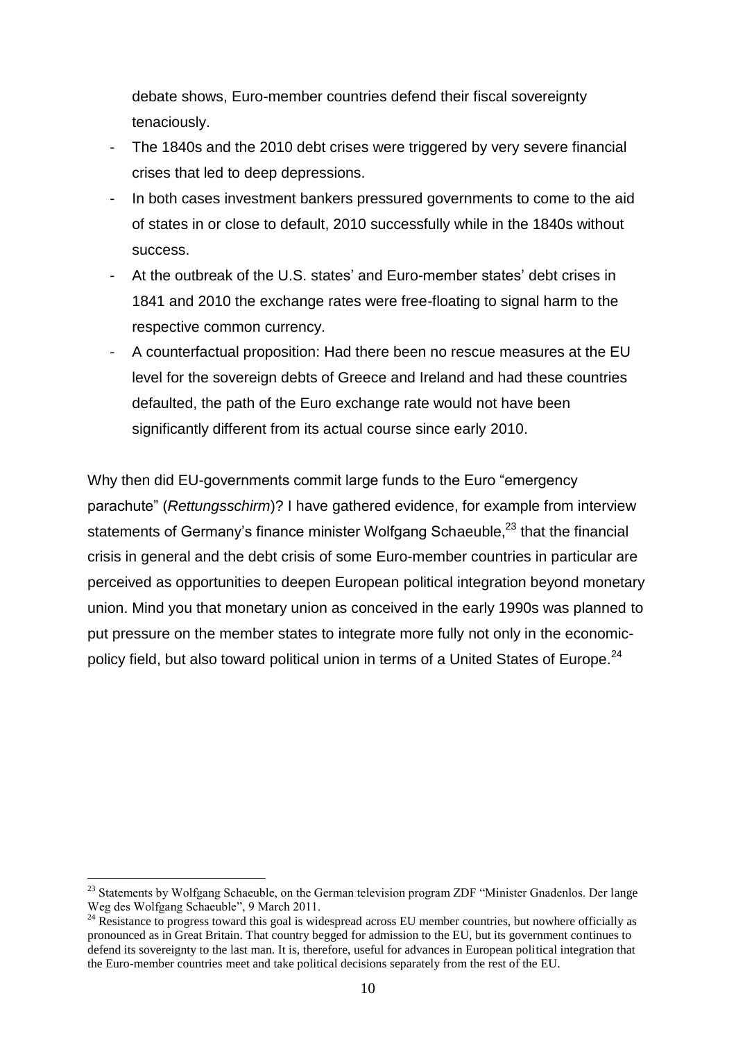debate shows, Euro-member countries defend their fiscal sovereignty tenaciously.

- The 1840s and the 2010 debt crises were triggered by very severe financial crises that led to deep depressions.
- In both cases investment bankers pressured governments to come to the aid of states in or close to default, 2010 successfully while in the 1840s without success.
- At the outbreak of the U.S. states' and Euro-member states' debt crises in 1841 and 2010 the exchange rates were free-floating to signal harm to the respective common currency.
- A counterfactual proposition: Had there been no rescue measures at the EU level for the sovereign debts of Greece and Ireland and had these countries defaulted, the path of the Euro exchange rate would not have been significantly different from its actual course since early 2010.

Why then did EU-governments commit large funds to the Euro "emergency parachute" (*Rettungsschirm*)? I have gathered evidence, for example from interview statements of Germany's finance minister Wolfgang Schaeuble,[23] that the financial crisis in general and the debt crisis of some Euro-member countries in particular are perceived as opportunities to deepen European political integration beyond monetary union. Mind you that monetary union as conceived in the early 1990s was planned to put pressure on the member states to integrate more fully not only in the economic-policy field, but also toward political union in terms of a United States of Europe.[24]

---

[23] Statements by Wolfgang Schaeuble, on the German television program ZDF "Minister Gnadenlos. Der lange Weg des Wolfgang Schaeuble", 9 March 2011.

[24] Resistance to progress toward this goal is widespread across EU member countries, but nowhere officially as pronounced as in Great Britain. That country begged for admission to the EU, but its government continues to defend its sovereignty to the last man. It is, therefore, useful for advances in European political integration that the Euro-member countries meet and take political decisions separately from the rest of the EU.